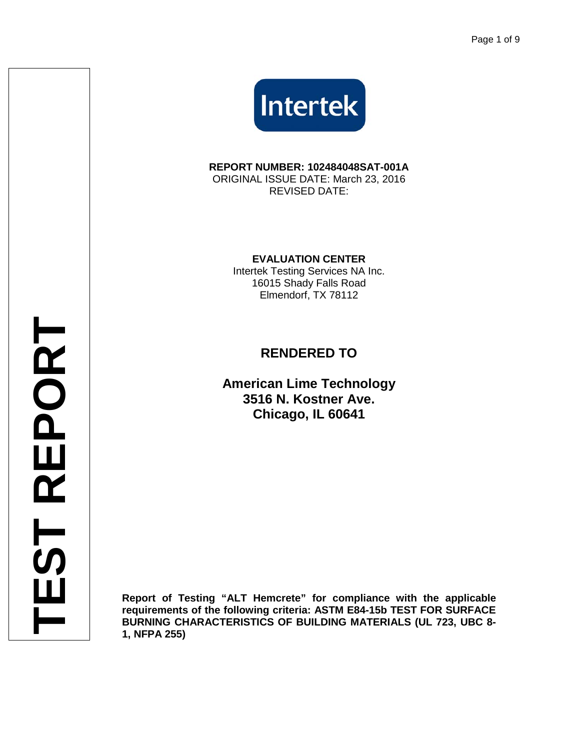Intertek

**REPORT NUMBER: 102484048SAT-001A**
ORIGINAL ISSUE DATE: March 23, 2016
REVISED DATE:

**EVALUATION CENTER**
Intertek Testing Services NA Inc.
16015 Shady Falls Road
Elmendorf, TX 78112

## RENDERED TO

**American Lime Technology**
**3516 N. Kostner Ave.**
**Chicago, IL 60641**

**Report of Testing "ALT Hemcrete" for compliance with the applicable requirements of the following criteria: ASTM E84-15b TEST FOR SURFACE BURNING CHARACTERISTICS OF BUILDING MATERIALS (UL 723, UBC 8-1, NFPA 255)**

**TEST REPORT**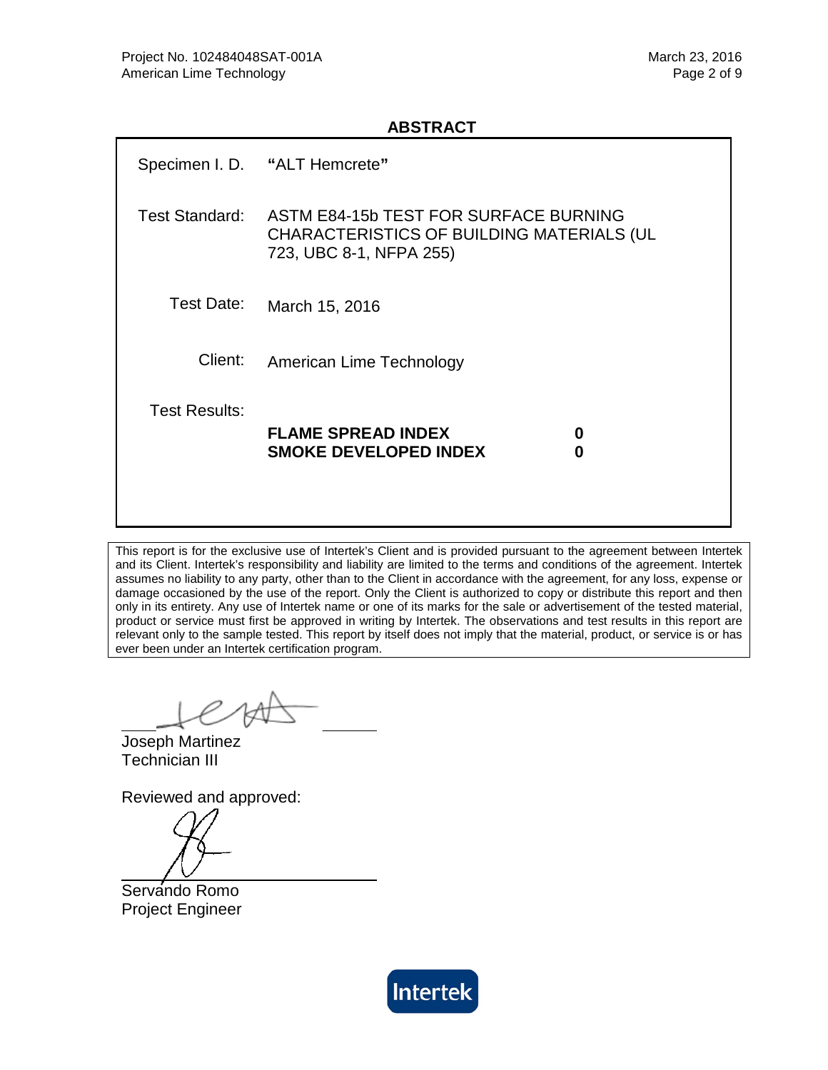## ABSTRACT

| | |
|---|---|
| Specimen I. D. | **"**ALT Hemcrete**"** |
| Test Standard: | ASTM E84-15b TEST FOR SURFACE BURNING CHARACTERISTICS OF BUILDING MATERIALS (UL 723, UBC 8-1, NFPA 255) |
| Test Date: | March 15, 2016 |
| Client: | American Lime Technology |
| Test Results: | **FLAME SPREAD INDEX 0**<br>**SMOKE DEVELOPED INDEX 0** |

This report is for the exclusive use of Intertek's Client and is provided pursuant to the agreement between Intertek and its Client. Intertek's responsibility and liability are limited to the terms and conditions of the agreement. Intertek assumes no liability to any party, other than to the Client in accordance with the agreement, for any loss, expense or damage occasioned by the use of the report. Only the Client is authorized to copy or distribute this report and then only in its entirety. Any use of Intertek name or one of its marks for the sale or advertisement of the tested material, product or service must first be approved in writing by Intertek. The observations and test results in this report are relevant only to the sample tested. This report by itself does not imply that the material, product, or service is or has ever been under an Intertek certification program.

Joseph Martinez
Technician III

Reviewed and approved:

Servando Romo
Project Engineer

Intertek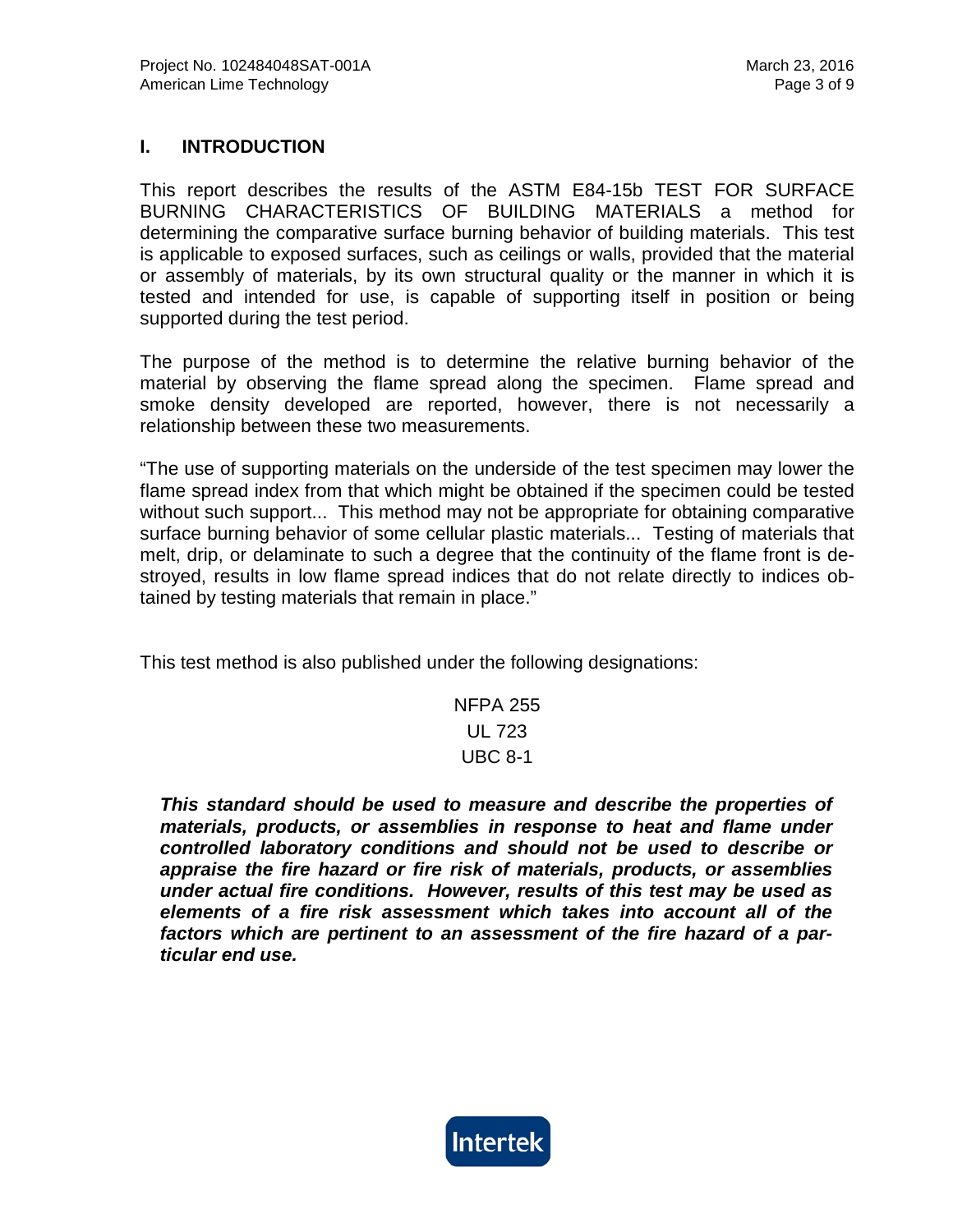## I. INTRODUCTION

This report describes the results of the ASTM E84-15b TEST FOR SURFACE BURNING CHARACTERISTICS OF BUILDING MATERIALS a method for determining the comparative surface burning behavior of building materials. This test is applicable to exposed surfaces, such as ceilings or walls, provided that the material or assembly of materials, by its own structural quality or the manner in which it is tested and intended for use, is capable of supporting itself in position or being supported during the test period.

The purpose of the method is to determine the relative burning behavior of the material by observing the flame spread along the specimen. Flame spread and smoke density developed are reported, however, there is not necessarily a relationship between these two measurements.

"The use of supporting materials on the underside of the test specimen may lower the flame spread index from that which might be obtained if the specimen could be tested without such support... This method may not be appropriate for obtaining comparative surface burning behavior of some cellular plastic materials... Testing of materials that melt, drip, or delaminate to such a degree that the continuity of the flame front is destroyed, results in low flame spread indices that do not relate directly to indices obtained by testing materials that remain in place."

This test method is also published under the following designations:

NFPA 255
UL 723
UBC 8-1

***This standard should be used to measure and describe the properties of materials, products, or assemblies in response to heat and flame under controlled laboratory conditions and should not be used to describe or appraise the fire hazard or fire risk of materials, products, or assemblies under actual fire conditions. However, results of this test may be used as elements of a fire risk assessment which takes into account all of the factors which are pertinent to an assessment of the fire hazard of a particular end use.***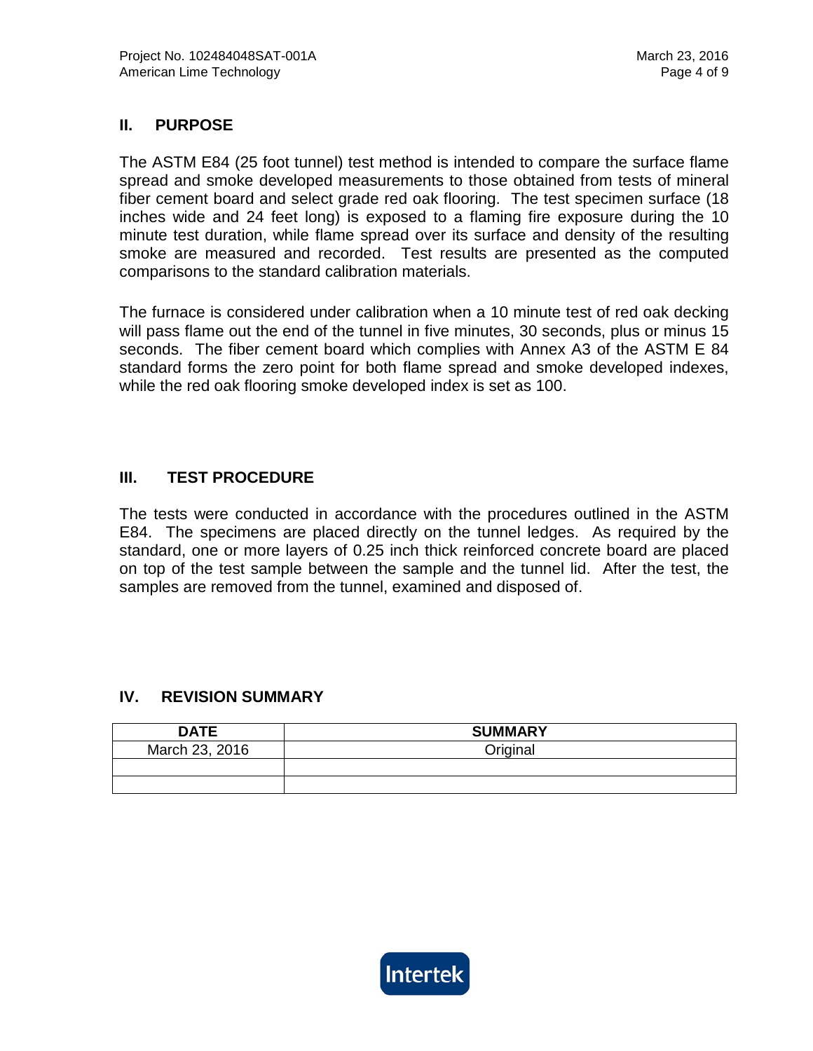## II. PURPOSE

The ASTM E84 (25 foot tunnel) test method is intended to compare the surface flame spread and smoke developed measurements to those obtained from tests of mineral fiber cement board and select grade red oak flooring. The test specimen surface (18 inches wide and 24 feet long) is exposed to a flaming fire exposure during the 10 minute test duration, while flame spread over its surface and density of the resulting smoke are measured and recorded. Test results are presented as the computed comparisons to the standard calibration materials.

The furnace is considered under calibration when a 10 minute test of red oak decking will pass flame out the end of the tunnel in five minutes, 30 seconds, plus or minus 15 seconds. The fiber cement board which complies with Annex A3 of the ASTM E 84 standard forms the zero point for both flame spread and smoke developed indexes, while the red oak flooring smoke developed index is set as 100.

## III. TEST PROCEDURE

The tests were conducted in accordance with the procedures outlined in the ASTM E84. The specimens are placed directly on the tunnel ledges. As required by the standard, one or more layers of 0.25 inch thick reinforced concrete board are placed on top of the test sample between the sample and the tunnel lid. After the test, the samples are removed from the tunnel, examined and disposed of.

## IV. REVISION SUMMARY

| DATE | SUMMARY |
| --- | --- |
| March 23, 2016 | Original |
| | |
| | |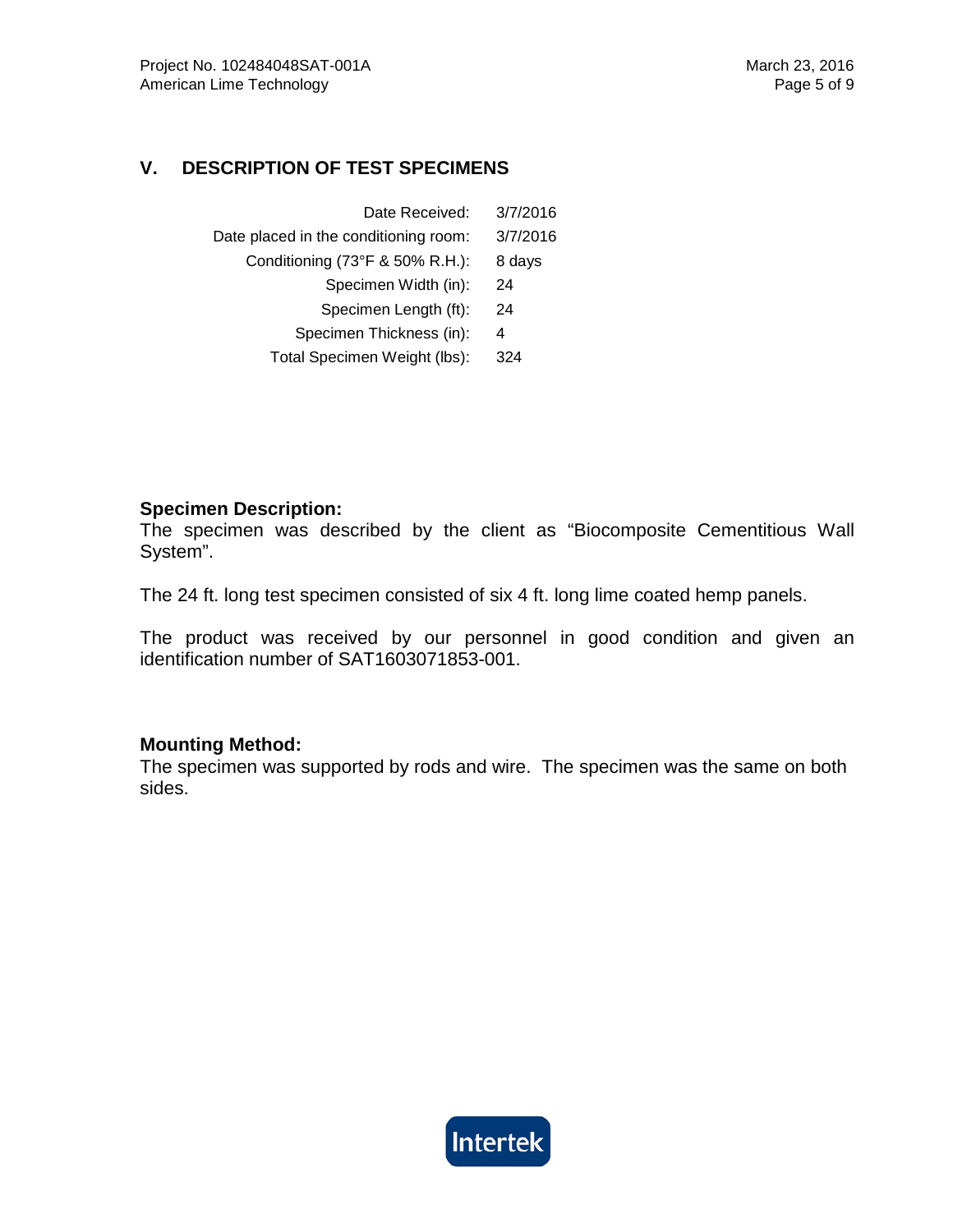## V. DESCRIPTION OF TEST SPECIMENS

| | |
|---|---|
| Date Received: | 3/7/2016 |
| Date placed in the conditioning room: | 3/7/2016 |
| Conditioning (73°F & 50% R.H.): | 8 days |
| Specimen Width (in): | 24 |
| Specimen Length (ft): | 24 |
| Specimen Thickness (in): | 4 |
| Total Specimen Weight (lbs): | 324 |

**Specimen Description:**
The specimen was described by the client as "Biocomposite Cementitious Wall System".

The 24 ft. long test specimen consisted of six 4 ft. long lime coated hemp panels.

The product was received by our personnel in good condition and given an identification number of SAT1603071853-001.

**Mounting Method:**
The specimen was supported by rods and wire. The specimen was the same on both sides.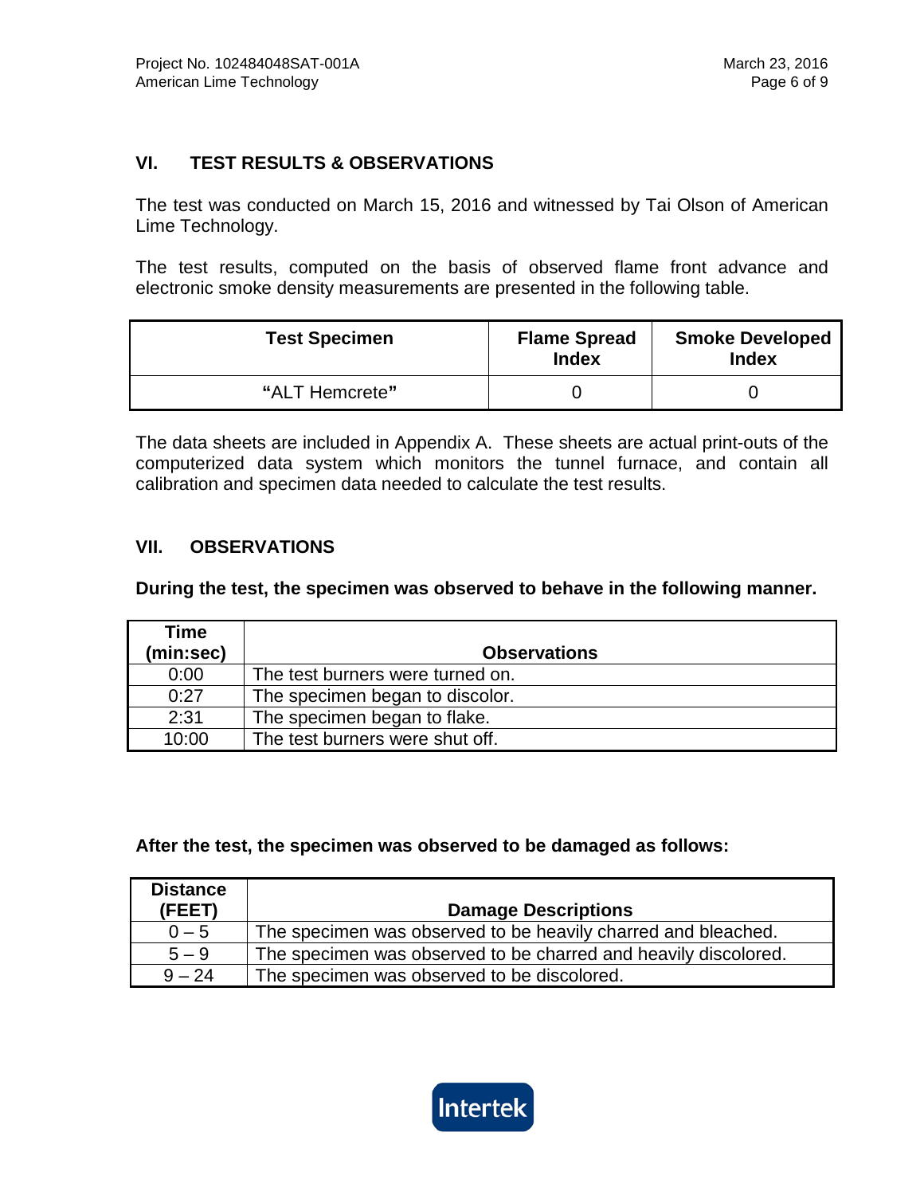## VI. TEST RESULTS & OBSERVATIONS

The test was conducted on March 15, 2016 and witnessed by Tai Olson of American Lime Technology.

The test results, computed on the basis of observed flame front advance and electronic smoke density measurements are presented in the following table.

| Test Specimen | Flame Spread Index | Smoke Developed Index |
|---|---|---|
| "ALT Hemcrete" | 0 | 0 |

The data sheets are included in Appendix A. These sheets are actual print-outs of the computerized data system which monitors the tunnel furnace, and contain all calibration and specimen data needed to calculate the test results.

## VII. OBSERVATIONS

**During the test, the specimen was observed to behave in the following manner.**

| Time (min:sec) | Observations |
|---|---|
| 0:00 | The test burners were turned on. |
| 0:27 | The specimen began to discolor. |
| 2:31 | The specimen began to flake. |
| 10:00 | The test burners were shut off. |

**After the test, the specimen was observed to be damaged as follows:**

| Distance (FEET) | Damage Descriptions |
|---|---|
| 0 – 5 | The specimen was observed to be heavily charred and bleached. |
| 5 – 9 | The specimen was observed to be charred and heavily discolored. |
| 9 – 24 | The specimen was observed to be discolored. |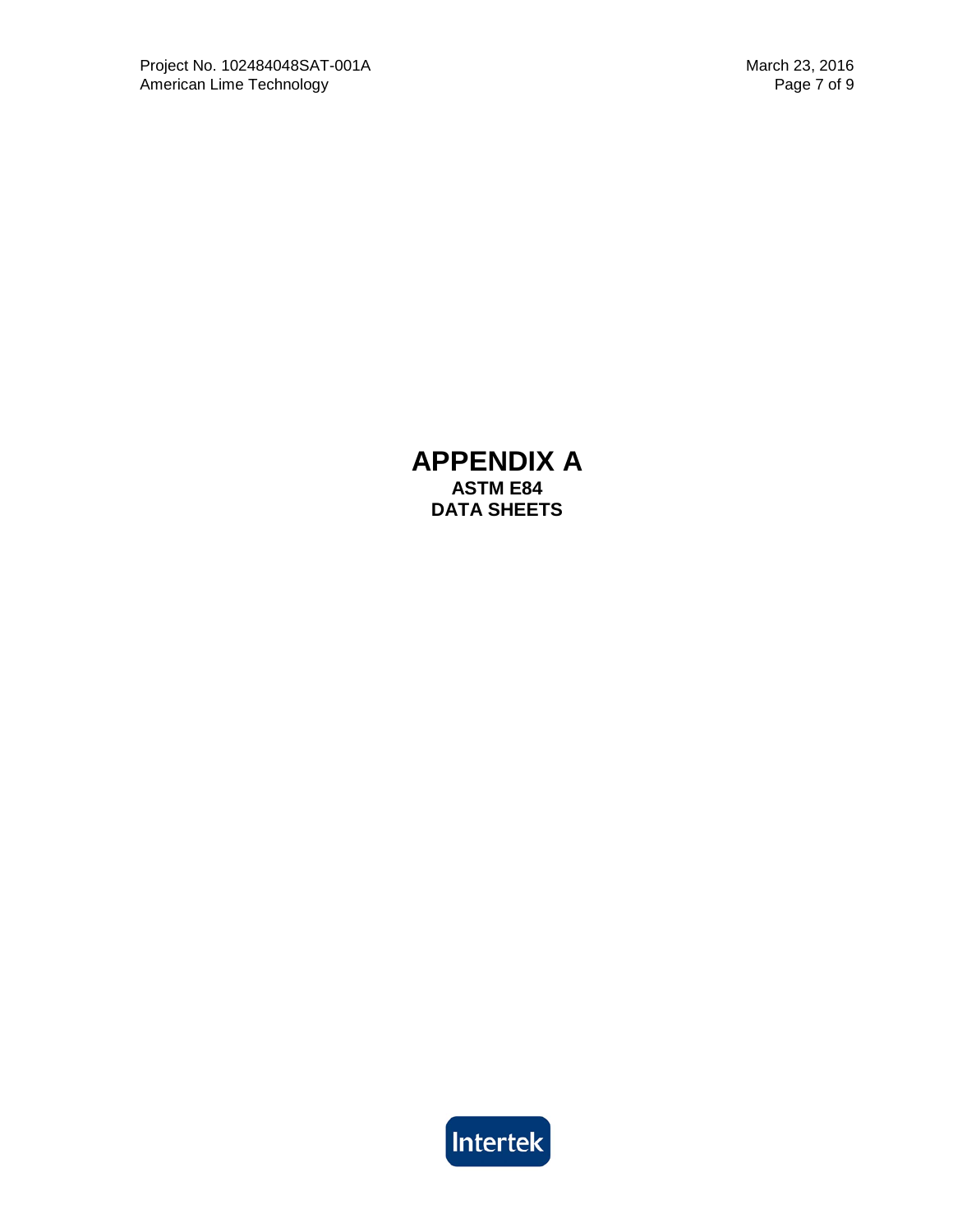# APPENDIX A

**ASTM E84**

**DATA SHEETS**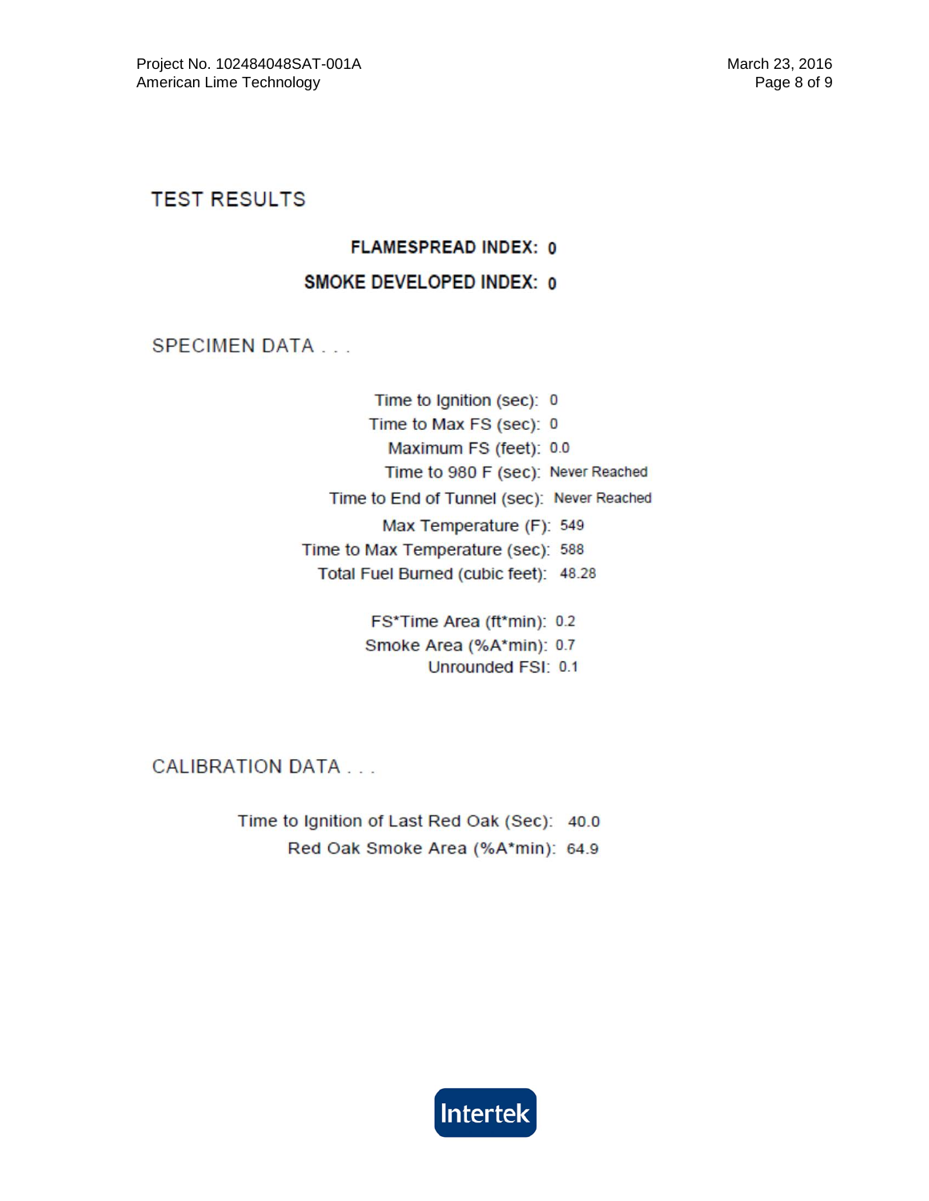## TEST RESULTS

**FLAMESPREAD INDEX: 0**

**SMOKE DEVELOPED INDEX: 0**

### SPECIMEN DATA . . .

Time to Ignition (sec): 0
Time to Max FS (sec): 0
Maximum FS (feet): 0.0
Time to 980 F (sec): Never Reached
Time to End of Tunnel (sec): Never Reached
Max Temperature (F): 549
Time to Max Temperature (sec): 588
Total Fuel Burned (cubic feet): 48.28

FS*Time Area (ft*min): 0.2
Smoke Area (%A*min): 0.7
Unrounded FSI: 0.1

### CALIBRATION DATA . . .

Time to Ignition of Last Red Oak (Sec): 40.0
Red Oak Smoke Area (%A*min): 64.9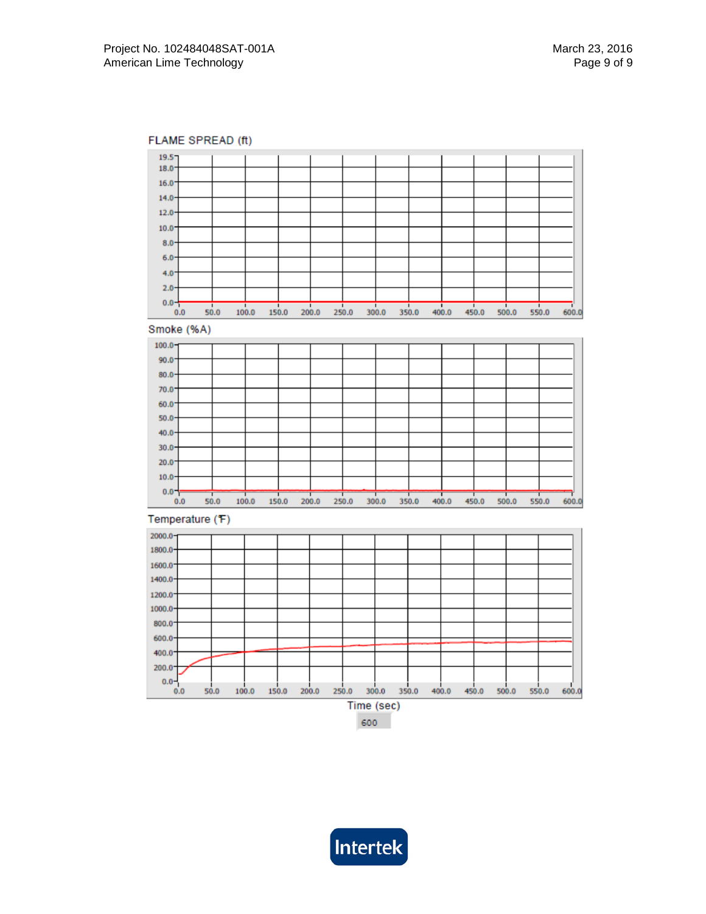FLAME SPREAD (ft)

19.5
18.0
16.0
14.0
12.0
10.0
8.0
6.0
4.0
2.0
0.0

0.0 50.0 100.0 150.0 200.0 250.0 300.0 350.0 400.0 450.0 500.0 550.0 600.0

Smoke (%A)

100.0
90.0
80.0
70.0
60.0
50.0
40.0
30.0
20.0
10.0
0.0

0.0 50.0 100.0 150.0 200.0 250.0 300.0 350.0 400.0 450.0 500.0 550.0 600.0

Temperature (℉)

2000.0
1800.0
1600.0
1400.0
1200.0
1000.0
800.0
600.0
400.0
200.0
0.0

0.0 50.0 100.0 150.0 200.0 250.0 300.0 350.0 400.0 450.0 500.0 550.0 600.0

Time (sec)

600